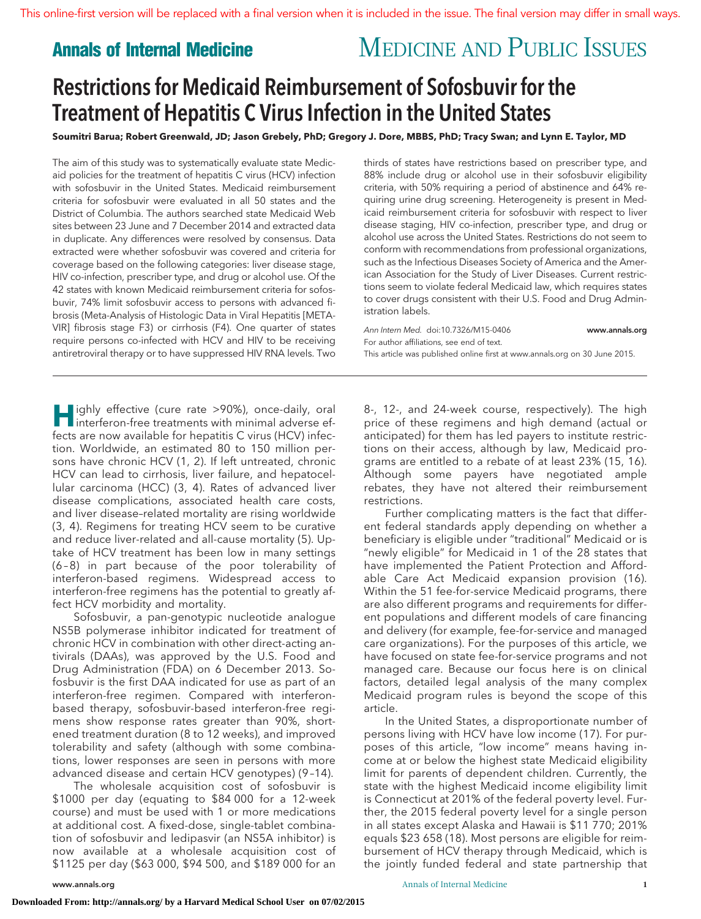# Restrictions for Medicaid Reimbursement of Sofosbuvir for the Treatment of Hepatitis C Virus Infection in the United States

**Soumitri Barua; Robert Greenwald, JD; Jason Grebely, PhD; Gregory J. Dore, MBBS, PhD; Tracy Swan; and Lynn E. Taylor, MD**

The aim of this study was to systematically evaluate state Medicaid policies for the treatment of hepatitis C virus (HCV) infection with sofosbuvir in the United States. Medicaid reimbursement criteria for sofosbuvir were evaluated in all 50 states and the District of Columbia. The authors searched state Medicaid Web sites between 23 June and 7 December 2014 and extracted data in duplicate. Any differences were resolved by consensus. Data extracted were whether sofosbuvir was covered and criteria for coverage based on the following categories: liver disease stage, HIV co-infection, prescriber type, and drug or alcohol use. Of the 42 states with known Medicaid reimbursement criteria for sofosbuvir, 74% limit sofosbuvir access to persons with advanced fibrosis (Meta-Analysis of Histologic Data in Viral Hepatitis [METAVIR] fibrosis stage F3) or cirrhosis (F4). One quarter of states require persons co-infected with HCV and HIV to be receiving antiretroviral therapy or to have suppressed HIV RNA levels. Two thirds of states have restrictions based on prescriber type, and 88% include drug or alcohol use in their sofosbuvir eligibility criteria, with 50% requiring a period of abstinence and 64% requiring urine drug screening. Heterogeneity is present in Medicaid reimbursement criteria for sofosbuvir with respect to liver disease staging, HIV co-infection, prescriber type, and drug or alcohol use across the United States. Restrictions do not seem to conform with recommendations from professional organizations, such as the Infectious Diseases Society of America and the American Association for the Study of Liver Diseases. Current restrictions seem to violate federal Medicaid law, which requires states to cover drugs consistent with their U.S. Food and Drug Administration labels.

*Ann Intern Med.* doi:10.7326/M15-0406 www.annals.org

For author affiliations, see end of text.

This article was published online first at www.annals.org on 30 June 2015.

---

Highly effective (cure rate >90%), once-daily, oral interferon-free treatments with minimal adverse effects are now available for hepatitis C virus (HCV) infection. Worldwide, an estimated 80 to 150 million persons have chronic HCV (1, 2). If left untreated, chronic HCV can lead to cirrhosis, liver failure, and hepatocellular carcinoma (HCC) (3, 4). Rates of advanced liver disease complications, associated health care costs, and liver disease–related mortality are rising worldwide (3, 4). Regimens for treating HCV seem to be curative and reduce liver-related and all-cause mortality (5). Uptake of HCV treatment has been low in many settings (6–8) in part because of the poor tolerability of interferon-based regimens. Widespread access to interferon-free regimens has the potential to greatly affect HCV morbidity and mortality.

Sofosbuvir, a pan-genotypic nucleotide analogue NS5B polymerase inhibitor indicated for treatment of chronic HCV in combination with other direct-acting antivirals (DAAs), was approved by the U.S. Food and Drug Administration (FDA) on 6 December 2013. Sofosbuvir is the first DAA indicated for use as part of an interferon-free regimen. Compared with interferon-based therapy, sofosbuvir-based interferon-free regimens show response rates greater than 90%, shortened treatment duration (8 to 12 weeks), and improved tolerability and safety (although with some combinations, lower responses are seen in persons with more advanced disease and certain HCV genotypes) (9–14).

The wholesale acquisition cost of sofosbuvir is \$1000 per day (equating to \$84 000 for a 12-week course) and must be used with 1 or more medications at additional cost. A fixed-dose, single-tablet combination of sofosbuvir and ledipasvir (an NS5A inhibitor) is now available at a wholesale acquisition cost of \$1125 per day (\$63 000, \$94 500, and \$189 000 for an 8-, 12-, and 24-week course, respectively). The high price of these regimens and high demand (actual or anticipated) for them has led payers to institute restrictions on their access, although by law, Medicaid programs are entitled to a rebate of at least 23% (15, 16). Although some payers have negotiated ample rebates, they have not altered their reimbursement restrictions.

Further complicating matters is the fact that different federal standards apply depending on whether a beneficiary is eligible under "traditional" Medicaid or is "newly eligible" for Medicaid in 1 of the 28 states that have implemented the Patient Protection and Affordable Care Act Medicaid expansion provision (16). Within the 51 fee-for-service Medicaid programs, there are also different programs and requirements for different populations and different models of care financing and delivery (for example, fee-for-service and managed care organizations). For the purposes of this article, we have focused on state fee-for-service programs and not managed care. Because our focus here is on clinical factors, detailed legal analysis of the many complex Medicaid program rules is beyond the scope of this article.

In the United States, a disproportionate number of persons living with HCV have low income (17). For purposes of this article, "low income" means having income at or below the highest state Medicaid eligibility limit for parents of dependent children. Currently, the state with the highest Medicaid income eligibility limit is Connecticut at 201% of the federal poverty level. Further, the 2015 federal poverty level for a single person in all states except Alaska and Hawaii is \$11 770; 201% equals \$23 658 (18). Most persons are eligible for reimbursement of HCV therapy through Medicaid, which is the jointly funded federal and state partnership that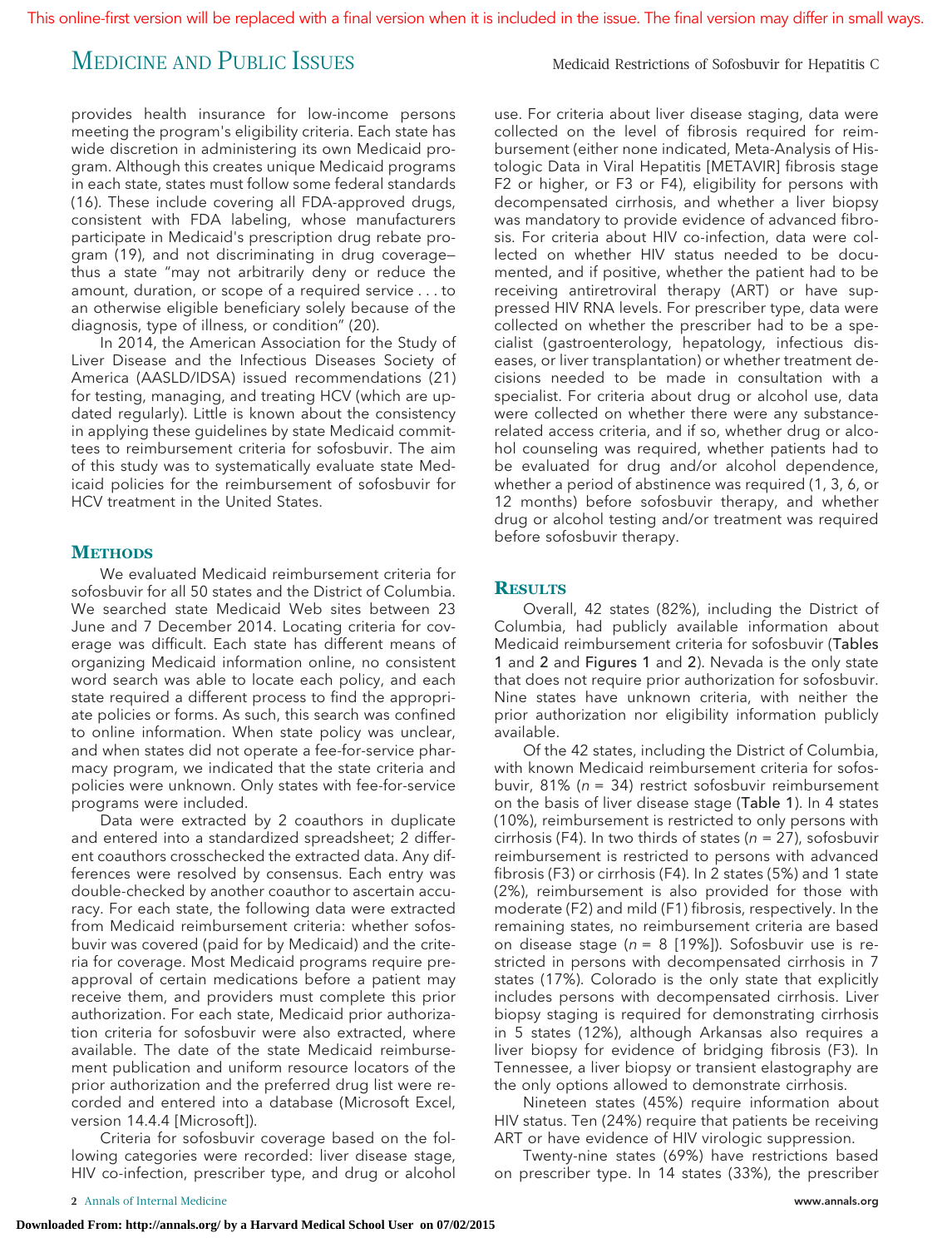provides health insurance for low-income persons meeting the program's eligibility criteria. Each state has wide discretion in administering its own Medicaid program. Although this creates unique Medicaid programs in each state, states must follow some federal standards (16). These include covering all FDA-approved drugs, consistent with FDA labeling, whose manufacturers participate in Medicaid's prescription drug rebate program (19), and not discriminating in drug coverage—thus a state "may not arbitrarily deny or reduce the amount, duration, or scope of a required service . . . to an otherwise eligible beneficiary solely because of the diagnosis, type of illness, or condition" (20).

In 2014, the American Association for the Study of Liver Disease and the Infectious Diseases Society of America (AASLD/IDSA) issued recommendations (21) for testing, managing, and treating HCV (which are updated regularly). Little is known about the consistency in applying these guidelines by state Medicaid committees to reimbursement criteria for sofosbuvir. The aim of this study was to systematically evaluate state Medicaid policies for the reimbursement of sofosbuvir for HCV treatment in the United States.

## Methods

We evaluated Medicaid reimbursement criteria for sofosbuvir for all 50 states and the District of Columbia. We searched state Medicaid Web sites between 23 June and 7 December 2014. Locating criteria for coverage was difficult. Each state has different means of organizing Medicaid information online, no consistent word search was able to locate each policy, and each state required a different process to find the appropriate policies or forms. As such, this search was confined to online information. When state policy was unclear, and when states did not operate a fee-for-service pharmacy program, we indicated that the state criteria and policies were unknown. Only states with fee-for-service programs were included.

Data were extracted by 2 coauthors in duplicate and entered into a standardized spreadsheet; 2 different coauthors crosschecked the extracted data. Any differences were resolved by consensus. Each entry was double-checked by another coauthor to ascertain accuracy. For each state, the following data were extracted from Medicaid reimbursement criteria: whether sofosbuvir was covered (paid for by Medicaid) and the criteria for coverage. Most Medicaid programs require preapproval of certain medications before a patient may receive them, and providers must complete this prior authorization. For each state, Medicaid prior authorization criteria for sofosbuvir were also extracted, where available. The date of the state Medicaid reimbursement publication and uniform resource locators of the prior authorization and the preferred drug list were recorded and entered into a database (Microsoft Excel, version 14.4.4 [Microsoft]).

Criteria for sofosbuvir coverage based on the following categories were recorded: liver disease stage, HIV co-infection, prescriber type, and drug or alcohol use. For criteria about liver disease staging, data were collected on the level of fibrosis required for reimbursement (either none indicated, Meta-Analysis of Histologic Data in Viral Hepatitis [METAVIR] fibrosis stage F2 or higher, or F3 or F4), eligibility for persons with decompensated cirrhosis, and whether a liver biopsy was mandatory to provide evidence of advanced fibrosis. For criteria about HIV co-infection, data were collected on whether HIV status needed to be documented, and if positive, whether the patient had to be receiving antiretroviral therapy (ART) or have suppressed HIV RNA levels. For prescriber type, data were collected on whether the prescriber had to be a specialist (gastroenterology, hepatology, infectious diseases, or liver transplantation) or whether treatment decisions needed to be made in consultation with a specialist. For criteria about drug or alcohol use, data were collected on whether there were any substance-related access criteria, and if so, whether drug or alcohol counseling was required, whether patients had to be evaluated for drug and/or alcohol dependence, whether a period of abstinence was required (1, 3, 6, or 12 months) before sofosbuvir therapy, and whether drug or alcohol testing and/or treatment was required before sofosbuvir therapy.

## Results

Overall, 42 states (82%), including the District of Columbia, had publicly available information about Medicaid reimbursement criteria for sofosbuvir (Tables 1 and 2 and Figures 1 and 2). Nevada is the only state that does not require prior authorization for sofosbuvir. Nine states have unknown criteria, with neither the prior authorization nor eligibility information publicly available.

Of the 42 states, including the District of Columbia, with known Medicaid reimbursement criteria for sofosbuvir, 81% (*n* = 34) restrict sofosbuvir reimbursement on the basis of liver disease stage (Table 1). In 4 states (10%), reimbursement is restricted to only persons with cirrhosis (F4). In two thirds of states (*n* = 27), sofosbuvir reimbursement is restricted to persons with advanced fibrosis (F3) or cirrhosis (F4). In 2 states (5%) and 1 state (2%), reimbursement is also provided for those with moderate (F2) and mild (F1) fibrosis, respectively. In the remaining states, no reimbursement criteria are based on disease stage (*n* = 8 [19%]). Sofosbuvir use is restricted in persons with decompensated cirrhosis in 7 states (17%). Colorado is the only state that explicitly includes persons with decompensated cirrhosis. Liver biopsy staging is required for demonstrating cirrhosis in 5 states (12%), although Arkansas also requires a liver biopsy for evidence of bridging fibrosis (F3). In Tennessee, a liver biopsy or transient elastography are the only options allowed to demonstrate cirrhosis.

Nineteen states (45%) require information about HIV status. Ten (24%) require that patients be receiving ART or have evidence of HIV virologic suppression.

Twenty-nine states (69%) have restrictions based on prescriber type. In 14 states (33%), the prescriber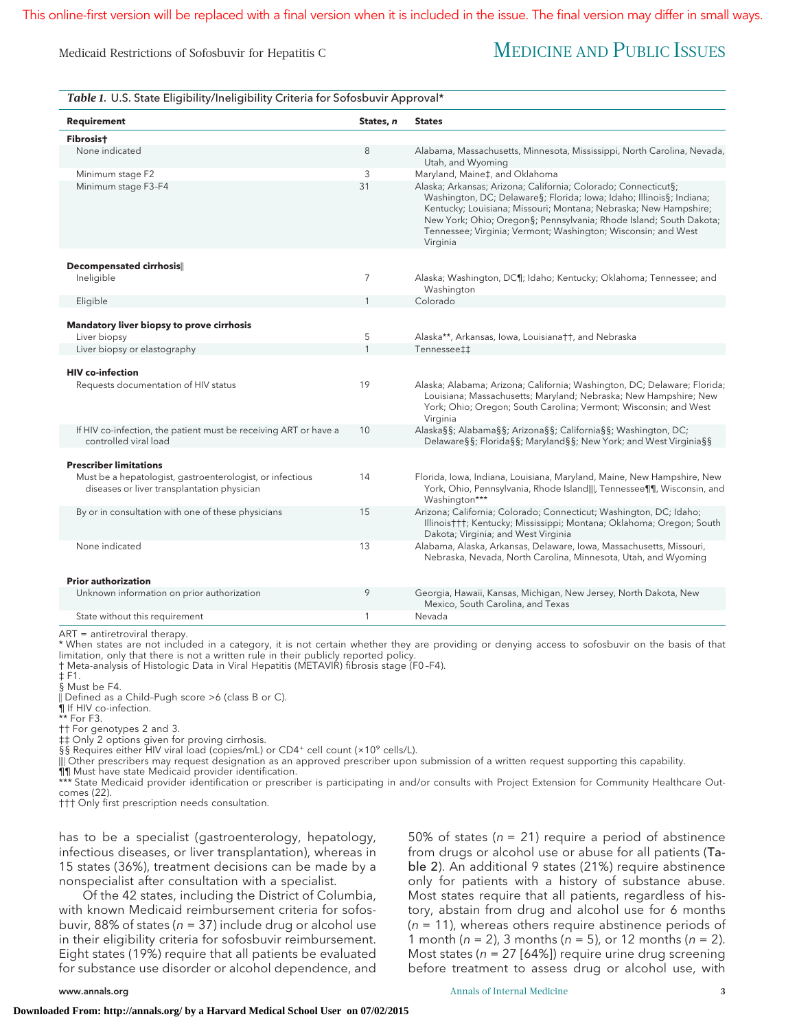*Table 1.* U.S. State Eligibility/Ineligibility Criteria for Sofosbuvir Approval*

| Requirement | States, n | States |
|---|---|---|
| **Fibrosis†** | | |
| None indicated | 8 | Alabama, Massachusetts, Minnesota, Mississippi, North Carolina, Nevada, Utah, and Wyoming |
| Minimum stage F2 | 3 | Maryland, Maine‡, and Oklahoma |
| Minimum stage F3–F4 | 31 | Alaska; Arkansas; Arizona; California; Colorado; Connecticut§; Washington, DC; Delaware§; Florida; Iowa; Idaho; Illinois§; Indiana; Kentucky; Louisiana; Missouri; Montana; Nebraska; New Hampshire; New York; Ohio; Oregon§; Pennsylvania; Rhode Island; South Dakota; Tennessee; Virginia; Vermont; Washington; Wisconsin; and West Virginia |
| **Decompensated cirrhosis‖** | | |
| Ineligible | 7 | Alaska; Washington, DC¶; Idaho; Kentucky; Oklahoma; Tennessee; and Washington |
| Eligible | 1 | Colorado |
| **Mandatory liver biopsy to prove cirrhosis** | | |
| Liver biopsy | 5 | Alaska**, Arkansas, Iowa, Louisiana††, and Nebraska |
| Liver biopsy or elastography | 1 | Tennessee‡‡ |
| **HIV co-infection** | | |
| Requests documentation of HIV status | 19 | Alaska; Alabama; Arizona; California; Washington, DC; Delaware; Florida; Louisiana; Massachusetts; Maryland; Nebraska; New Hampshire; New York; Ohio; Oregon; South Carolina; Vermont; Wisconsin; and West Virginia |
| If HIV co-infection, the patient must be receiving ART or have a controlled viral load | 10 | Alaska§§; Alabama§§; Arizona§§; California§§; Washington, DC; Delaware§§; Florida§§; Maryland§§; New York; and West Virginia§§ |
| **Prescriber limitations** | | |
| Must be a hepatologist, gastroenterologist, or infectious diseases or liver transplantation physician | 14 | Florida, Iowa, Indiana, Louisiana, Maryland, Maine, New Hampshire, New York, Ohio, Pennsylvania, Rhode Island‖‖, Tennessee¶¶, Wisconsin, and Washington*** |
| By or in consultation with one of these physicians | 15 | Arizona; California; Colorado; Connecticut; Washington, DC; Idaho; Illinois†††; Kentucky; Mississippi; Montana; Oklahoma; Oregon; South Dakota; Virginia; and West Virginia |
| None indicated | 13 | Alabama, Alaska, Arkansas, Delaware, Iowa, Massachusetts, Missouri, Nebraska, Nevada, North Carolina, Minnesota, Utah, and Wyoming |
| **Prior authorization** | | |
| Unknown information on prior authorization | 9 | Georgia, Hawaii, Kansas, Michigan, New Jersey, North Dakota, New Mexico, South Carolina, and Texas |
| State without this requirement | 1 | Nevada |

ART = antiretroviral therapy.
\* When states are not included in a category, it is not certain whether they are providing or denying access to sofosbuvir on the basis of that limitation, only that there is not a written rule in their publicly reported policy.
† Meta-analysis of Histologic Data in Viral Hepatitis (METAVIR) fibrosis stage (F0–F4).
‡ F1.
§ Must be F4.
‖ Defined as a Child–Pugh score >6 (class B or C).
¶ If HIV co-infection.
** For F3.
†† For genotypes 2 and 3.
‡‡ Only 2 options given for proving cirrhosis.
§§ Requires either HIV viral load (copies/mL) or $CD4^+$ cell count ($\times 10^9$ cells/L).
‖‖ Other prescribers may request designation as an approved prescriber upon submission of a written request supporting this capability.
¶¶ Must have state Medicaid provider identification.
*** State Medicaid provider identification or prescriber is participating in and/or consults with Project Extension for Community Healthcare Outcomes (22).
††† Only first prescription needs consultation.

has to be a specialist (gastroenterology, hepatology, infectious diseases, or liver transplantation), whereas in 15 states (36%), treatment decisions can be made by a nonspecialist after consultation with a specialist.

Of the 42 states, including the District of Columbia, with known Medicaid reimbursement criteria for sofosbuvir, 88% of states (n = 37) include drug or alcohol use in their eligibility criteria for sofosbuvir reimbursement. Eight states (19%) require that all patients be evaluated for substance use disorder or alcohol dependence, and 50% of states (n = 21) require a period of abstinence from drugs or alcohol use or abuse for all patients (Table 2). An additional 9 states (21%) require abstinence only for patients with a history of substance abuse. Most states require that all patients, regardless of history, abstain from drug and alcohol use for 6 months (n = 11), whereas others require abstinence periods of 1 month (n = 2), 3 months (n = 5), or 12 months (n = 2). Most states (n = 27 [64%]) require urine drug screening before treatment to assess drug or alcohol use, with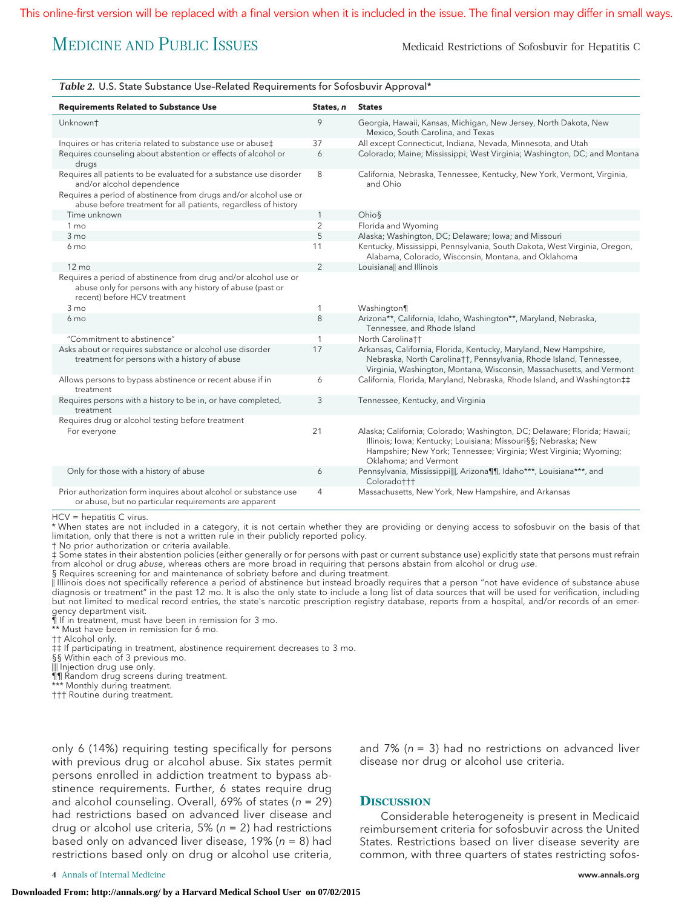*Table 2.* U.S. State Substance Use–Related Requirements for Sofosbuvir Approval*

| Requirements Related to Substance Use | States, *n* | States |
|---|---|---|
| Unknown† | 9 | Georgia, Hawaii, Kansas, Michigan, New Jersey, North Dakota, New Mexico, South Carolina, and Texas |
| Inquires or has criteria related to substance use or abuse‡ | 37 | All except Connecticut, Indiana, Nevada, Minnesota, and Utah |
| Requires counseling about abstention or effects of alcohol or drugs | 6 | Colorado; Maine; Mississippi; West Virginia; Washington, DC; and Montana |
| Requires all patients to be evaluated for a substance use disorder and/or alcohol dependence | 8 | California, Nebraska, Tennessee, Kentucky, New York, Vermont, Virginia, and Ohio |
| Requires a period of abstinence from drugs and/or alcohol use or abuse before treatment for all patients, regardless of history | | |
| Time unknown | 1 | Ohio§ |
| 1 mo | 2 | Florida and Wyoming |
| 3 mo | 5 | Alaska; Washington, DC; Delaware; Iowa; and Missouri |
| 6 mo | 11 | Kentucky, Mississippi, Pennsylvania, South Dakota, West Virginia, Oregon, Alabama, Colorado, Wisconsin, Montana, and Oklahoma |
| 12 mo | 2 | Louisiana‖ and Illinois |
| Requires a period of abstinence from drug and/or alcohol use or abuse only for persons with any history of abuse (past or recent) before HCV treatment | | |
| 3 mo | 1 | Washington¶ |
| 6 mo | 8 | Arizona**, California, Idaho, Washington**, Maryland, Nebraska, Tennessee, and Rhode Island |
| "Commitment to abstinence" | 1 | North Carolina†† |
| Asks about or requires substance or alcohol use disorder treatment for persons with a history of abuse | 17 | Arkansas, California, Florida, Kentucky, Maryland, New Hampshire, Nebraska, North Carolina††, Pennsylvania, Rhode Island, Tennessee, Virginia, Washington, Montana, Wisconsin, Massachusetts, and Vermont |
| Allows persons to bypass abstinence or recent abuse if in treatment | 6 | California, Florida, Maryland, Nebraska, Rhode Island, and Washington‡‡ |
| Requires persons with a history to be in, or have completed, treatment | 3 | Tennessee, Kentucky, and Virginia |
| Requires drug or alcohol testing before treatment | | |
| For everyone | 21 | Alaska; California; Colorado; Washington, DC; Delaware; Florida; Hawaii; Illinois; Iowa; Kentucky; Louisiana; Missouri§§; Nebraska; New Hampshire; New York; Tennessee; Virginia; West Virginia; Wyoming; Oklahoma; and Vermont |
| Only for those with a history of abuse | 6 | Pennsylvania, Mississippi‖‖, Arizona¶¶, Idaho***, Louisiana***, and Colorado††† |
| Prior authorization form inquires about alcohol or substance use or abuse, but no particular requirements are apparent | 4 | Massachusetts, New York, New Hampshire, and Arkansas |

HCV = hepatitis C virus.
* When states are not included in a category, it is not certain whether they are providing or denying access to sofosbuvir on the basis of that limitation, only that there is not a written rule in their publicly reported policy.
† No prior authorization or criteria available.
‡ Some states in their abstention policies (either generally or for persons with past or current substance use) explicitly state that persons must refrain from alcohol or drug *abuse*, whereas others are more broad in requiring that persons abstain from alcohol or drug *use*.
§ Requires screening for and maintenance of sobriety before and during treatment.
‖ Illinois does not specifically reference a period of abstinence but instead broadly requires that a person "not have evidence of substance abuse diagnosis or treatment" in the past 12 mo. It is also the only state to include a long list of data sources that will be used for verification, including but not limited to medical record entries, the state's narcotic prescription registry database, reports from a hospital, and/or records of an emergency department visit.
¶ If in treatment, must have been in remission for 3 mo.
** Must have been in remission for 6 mo.
†† Alcohol only.
‡‡ If participating in treatment, abstinence requirement decreases to 3 mo.
§§ Within each of 3 previous mo.
‖‖ Injection drug use only.
¶¶ Random drug screens during treatment.
*** Monthly during treatment.
††† Routine during treatment.

only 6 (14%) requiring testing specifically for persons with previous drug or alcohol abuse. Six states permit persons enrolled in addiction treatment to bypass abstinence requirements. Further, 6 states require drug and alcohol counseling. Overall, 69% of states (*n* = 29) had restrictions based on advanced liver disease and drug or alcohol use criteria, 5% (*n* = 2) had restrictions based only on advanced liver disease, 19% (*n* = 8) had restrictions based only on drug or alcohol use criteria, and 7% (*n* = 3) had no restrictions on advanced liver disease nor drug or alcohol use criteria.

## Discussion

Considerable heterogeneity is present in Medicaid reimbursement criteria for sofosbuvir across the United States. Restrictions based on liver disease severity are common, with three quarters of states restricting sofos-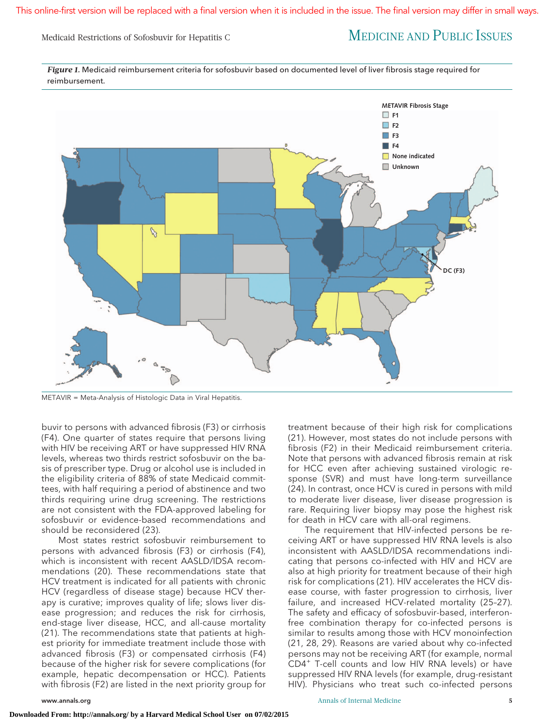*Figure 1.* Medicaid reimbursement criteria for sofosbuvir based on documented level of liver fibrosis stage required for reimbursement.

METAVIR = Meta-Analysis of Histologic Data in Viral Hepatitis.

buvir to persons with advanced fibrosis (F3) or cirrhosis (F4). One quarter of states require that persons living with HIV be receiving ART or have suppressed HIV RNA levels, whereas two thirds restrict sofosbuvir on the basis of prescriber type. Drug or alcohol use is included in the eligibility criteria of 88% of state Medicaid committees, with half requiring a period of abstinence and two thirds requiring urine drug screening. The restrictions are not consistent with the FDA-approved labeling for sofosbuvir or evidence-based recommendations and should be reconsidered (23).

Most states restrict sofosbuvir reimbursement to persons with advanced fibrosis (F3) or cirrhosis (F4), which is inconsistent with recent AASLD/IDSA recommendations (20). These recommendations state that HCV treatment is indicated for all patients with chronic HCV (regardless of disease stage) because HCV therapy is curative; improves quality of life; slows liver disease progression; and reduces the risk for cirrhosis, end-stage liver disease, HCC, and all-cause mortality (21). The recommendations state that patients at highest priority for immediate treatment include those with advanced fibrosis (F3) or compensated cirrhosis (F4) because of the higher risk for severe complications (for example, hepatic decompensation or HCC). Patients with fibrosis (F2) are listed in the next priority group for treatment because of their high risk for complications (21). However, most states do not include persons with fibrosis (F2) in their Medicaid reimbursement criteria. Note that persons with advanced fibrosis remain at risk for HCC even after achieving sustained virologic response (SVR) and must have long-term surveillance (24). In contrast, once HCV is cured in persons with mild to moderate liver disease, liver disease progression is rare. Requiring liver biopsy may pose the highest risk for death in HCV care with all-oral regimens.

The requirement that HIV-infected persons be receiving ART or have suppressed HIV RNA levels is also inconsistent with AASLD/IDSA recommendations indicating that persons co-infected with HIV and HCV are also at high priority for treatment because of their high risk for complications (21). HIV accelerates the HCV disease course, with faster progression to cirrhosis, liver failure, and increased HCV-related mortality (25–27). The safety and efficacy of sofosbuvir-based, interferon-free combination therapy for co-infected persons is similar to results among those with HCV monoinfection (21, 28, 29). Reasons are varied about why co-infected persons may not be receiving ART (for example, normal $CD4^+$ T-cell counts and low HIV RNA levels) or have suppressed HIV RNA levels (for example, drug-resistant HIV). Physicians who treat such co-infected persons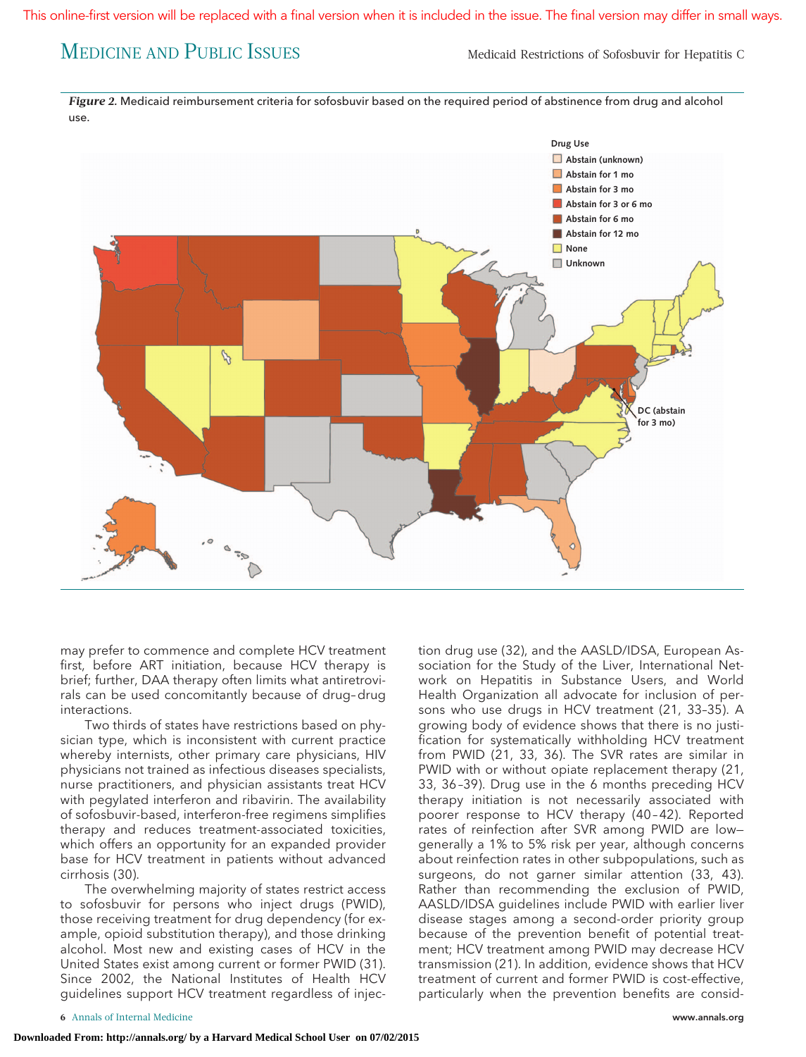*Figure 2.* Medicaid reimbursement criteria for sofosbuvir based on the required period of abstinence from drug and alcohol use.

may prefer to commence and complete HCV treatment first, before ART initiation, because HCV therapy is brief; further, DAA therapy often limits what antiretrovirals can be used concomitantly because of drug–drug interactions.

Two thirds of states have restrictions based on physician type, which is inconsistent with current practice whereby internists, other primary care physicians, HIV physicians not trained as infectious diseases specialists, nurse practitioners, and physician assistants treat HCV with pegylated interferon and ribavirin. The availability of sofosbuvir-based, interferon-free regimens simplifies therapy and reduces treatment-associated toxicities, which offers an opportunity for an expanded provider base for HCV treatment in patients without advanced cirrhosis (30).

The overwhelming majority of states restrict access to sofosbuvir for persons who inject drugs (PWID), those receiving treatment for drug dependency (for example, opioid substitution therapy), and those drinking alcohol. Most new and existing cases of HCV in the United States exist among current or former PWID (31). Since 2002, the National Institutes of Health HCV guidelines support HCV treatment regardless of injection drug use (32), and the AASLD/IDSA, European Association for the Study of the Liver, International Network on Hepatitis in Substance Users, and World Health Organization all advocate for inclusion of persons who use drugs in HCV treatment (21, 33–35). A growing body of evidence shows that there is no justification for systematically withholding HCV treatment from PWID (21, 33, 36). The SVR rates are similar in PWID with or without opiate replacement therapy (21, 33, 36–39). Drug use in the 6 months preceding HCV therapy initiation is not necessarily associated with poorer response to HCV therapy (40–42). Reported rates of reinfection after SVR among PWID are low—generally a 1% to 5% risk per year, although concerns about reinfection rates in other subpopulations, such as surgeons, do not garner similar attention (33, 43). Rather than recommending the exclusion of PWID, AASLD/IDSA guidelines include PWID with earlier liver disease stages among a second-order priority group because of the prevention benefit of potential treatment; HCV treatment among PWID may decrease HCV transmission (21). In addition, evidence shows that HCV treatment of current and former PWID is cost-effective, particularly when the prevention benefits are consid-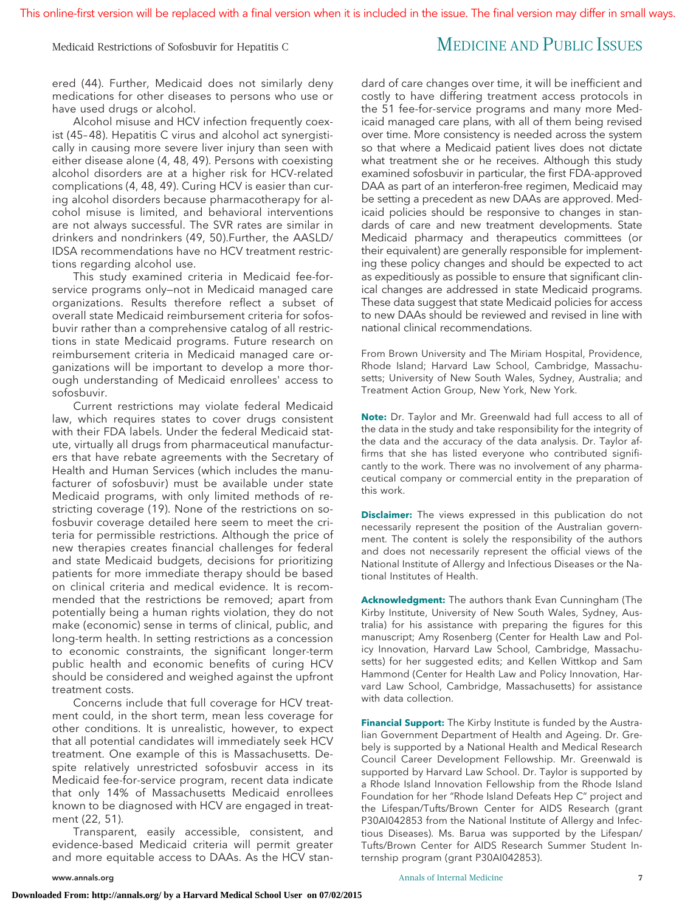ered (44). Further, Medicaid does not similarly deny medications for other diseases to persons who use or have used drugs or alcohol.

Alcohol misuse and HCV infection frequently coexist (45–48). Hepatitis C virus and alcohol act synergistically in causing more severe liver injury than seen with either disease alone (4, 48, 49). Persons with coexisting alcohol disorders are at a higher risk for HCV-related complications (4, 48, 49). Curing HCV is easier than curing alcohol disorders because pharmacotherapy for alcohol misuse is limited, and behavioral interventions are not always successful. The SVR rates are similar in drinkers and nondrinkers (49, 50).Further, the AASLD/IDSA recommendations have no HCV treatment restrictions regarding alcohol use.

This study examined criteria in Medicaid fee-for-service programs only—not in Medicaid managed care organizations. Results therefore reflect a subset of overall state Medicaid reimbursement criteria for sofosbuvir rather than a comprehensive catalog of all restrictions in state Medicaid programs. Future research on reimbursement criteria in Medicaid managed care organizations will be important to develop a more thorough understanding of Medicaid enrollees' access to sofosbuvir.

Current restrictions may violate federal Medicaid law, which requires states to cover drugs consistent with their FDA labels. Under the federal Medicaid statute, virtually all drugs from pharmaceutical manufacturers that have rebate agreements with the Secretary of Health and Human Services (which includes the manufacturer of sofosbuvir) must be available under state Medicaid programs, with only limited methods of restricting coverage (19). None of the restrictions on sofosbuvir coverage detailed here seem to meet the criteria for permissible restrictions. Although the price of new therapies creates financial challenges for federal and state Medicaid budgets, decisions for prioritizing patients for more immediate therapy should be based on clinical criteria and medical evidence. It is recommended that the restrictions be removed; apart from potentially being a human rights violation, they do not make (economic) sense in terms of clinical, public, and long-term health. In setting restrictions as a concession to economic constraints, the significant longer-term public health and economic benefits of curing HCV should be considered and weighed against the upfront treatment costs.

Concerns include that full coverage for HCV treatment could, in the short term, mean less coverage for other conditions. It is unrealistic, however, to expect that all potential candidates will immediately seek HCV treatment. One example of this is Massachusetts. Despite relatively unrestricted sofosbuvir access in its Medicaid fee-for-service program, recent data indicate that only 14% of Massachusetts Medicaid enrollees known to be diagnosed with HCV are engaged in treatment (22, 51).

Transparent, easily accessible, consistent, and evidence-based Medicaid criteria will permit greater and more equitable access to DAAs. As the HCV standard of care changes over time, it will be inefficient and costly to have differing treatment access protocols in the 51 fee-for-service programs and many more Medicaid managed care plans, with all of them being revised over time. More consistency is needed across the system so that where a Medicaid patient lives does not dictate what treatment she or he receives. Although this study examined sofosbuvir in particular, the first FDA-approved DAA as part of an interferon-free regimen, Medicaid may be setting a precedent as new DAAs are approved. Medicaid policies should be responsive to changes in standards of care and new treatment developments. State Medicaid pharmacy and therapeutics committees (or their equivalent) are generally responsible for implementing these policy changes and should be expected to act as expeditiously as possible to ensure that significant clinical changes are addressed in state Medicaid programs. These data suggest that state Medicaid policies for access to new DAAs should be reviewed and revised in line with national clinical recommendations.

From Brown University and The Miriam Hospital, Providence, Rhode Island; Harvard Law School, Cambridge, Massachusetts; University of New South Wales, Sydney, Australia; and Treatment Action Group, New York, New York.

**Note:** Dr. Taylor and Mr. Greenwald had full access to all of the data in the study and take responsibility for the integrity of the data and the accuracy of the data analysis. Dr. Taylor affirms that she has listed everyone who contributed significantly to the work. There was no involvement of any pharmaceutical company or commercial entity in the preparation of this work.

**Disclaimer:** The views expressed in this publication do not necessarily represent the position of the Australian government. The content is solely the responsibility of the authors and does not necessarily represent the official views of the National Institute of Allergy and Infectious Diseases or the National Institutes of Health.

**Acknowledgment:** The authors thank Evan Cunningham (The Kirby Institute, University of New South Wales, Sydney, Australia) for his assistance with preparing the figures for this manuscript; Amy Rosenberg (Center for Health Law and Policy Innovation, Harvard Law School, Cambridge, Massachusetts) for her suggested edits; and Kellen Wittkop and Sam Hammond (Center for Health Law and Policy Innovation, Harvard Law School, Cambridge, Massachusetts) for assistance with data collection.

**Financial Support:** The Kirby Institute is funded by the Australian Government Department of Health and Ageing. Dr. Grebely is supported by a National Health and Medical Research Council Career Development Fellowship. Mr. Greenwald is supported by Harvard Law School. Dr. Taylor is supported by a Rhode Island Innovation Fellowship from the Rhode Island Foundation for her "Rhode Island Defeats Hep C" project and the Lifespan/Tufts/Brown Center for AIDS Research (grant P30AI042853 from the National Institute of Allergy and Infectious Diseases). Ms. Barua was supported by the Lifespan/Tufts/Brown Center for AIDS Research Summer Student Internship program (grant P30AI042853).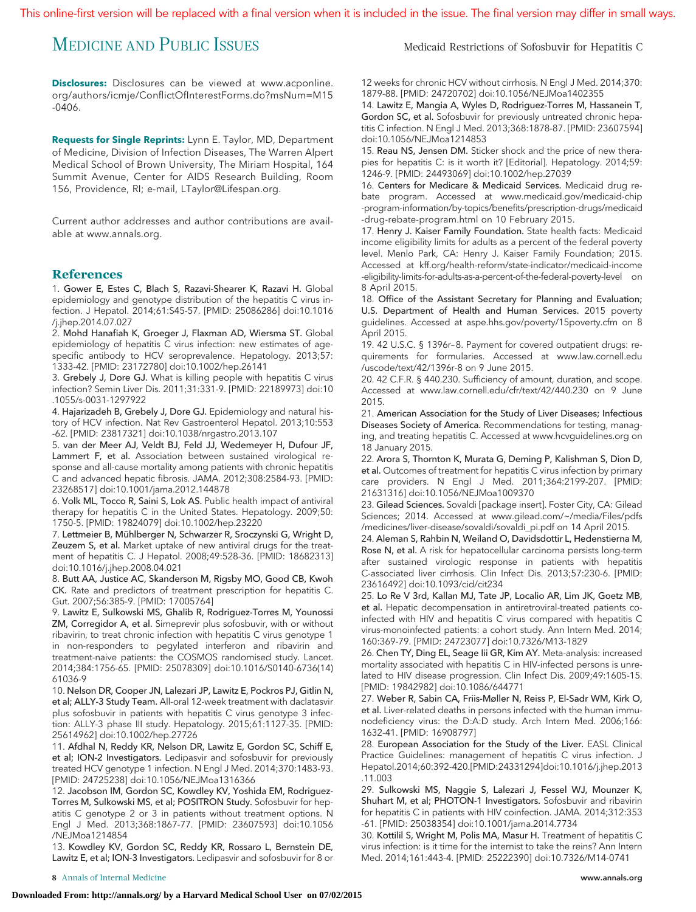**Disclosures:** Disclosures can be viewed at www.acponline.org/authors/icmje/ConflictOfInterestForms.do?msNum=M15-0406.

**Requests for Single Reprints:** Lynn E. Taylor, MD, Department of Medicine, Division of Infection Diseases, The Warren Alpert Medical School of Brown University, The Miriam Hospital, 164 Summit Avenue, Center for AIDS Research Building, Room 156, Providence, RI; e-mail, LTaylor@Lifespan.org.

Current author addresses and author contributions are available at www.annals.org.

## References

1. **Gower E, Estes C, Blach S, Razavi-Shearer K, Razavi H.** Global epidemiology and genotype distribution of the hepatitis C virus infection. J Hepatol. 2014;61:S45-57. [PMID: 25086286] doi:10.1016/j.jhep.2014.07.027
2. **Mohd Hanafiah K, Groeger J, Flaxman AD, Wiersma ST.** Global epidemiology of hepatitis C virus infection: new estimates of age-specific antibody to HCV seroprevalence. Hepatology. 2013;57:1333-42. [PMID: 23172780] doi:10.1002/hep.26141
3. **Grebely J, Dore GJ.** What is killing people with hepatitis C virus infection? Semin Liver Dis. 2011;31:331-9. [PMID: 22189973] doi:10.1055/s-0031-1297922
4. **Hajarizadeh B, Grebely J, Dore GJ.** Epidemiology and natural history of HCV infection. Nat Rev Gastroenterol Hepatol. 2013;10:553-62. [PMID: 23817321] doi:10.1038/nrgastro.2013.107
5. **van der Meer AJ, Veldt BJ, Feld JJ, Wedemeyer H, Dufour JF, Lammert F, et al.** Association between sustained virological response and all-cause mortality among patients with chronic hepatitis C and advanced hepatic fibrosis. JAMA. 2012;308:2584-93. [PMID: 23268517] doi:10.1001/jama.2012.144878
6. **Volk ML, Tocco R, Saini S, Lok AS.** Public health impact of antiviral therapy for hepatitis C in the United States. Hepatology. 2009;50:1750-5. [PMID: 19824079] doi:10.1002/hep.23220
7. **Lettmeier B, Mühlberger N, Schwarzer R, Sroczynski G, Wright D, Zeuzem S, et al.** Market uptake of new antiviral drugs for the treatment of hepatitis C. J Hepatol. 2008;49:528-36. [PMID: 18682313] doi:10.1016/j.jhep.2008.04.021
8. **Butt AA, Justice AC, Skanderson M, Rigsby MO, Good CB, Kwoh CK.** Rate and predictors of treatment prescription for hepatitis C. Gut. 2007;56:385-9. [PMID: 17005764]
9. **Lawitz E, Sulkowski MS, Ghalib R, Rodriguez-Torres M, Younossi ZM, Corregidor A, et al.** Simeprevir plus sofosbuvir, with or without ribavirin, to treat chronic infection with hepatitis C virus genotype 1 in non-responders to pegylated interferon and ribavirin and treatment-naive patients: the COSMOS randomised study. Lancet. 2014;384:1756-65. [PMID: 25078309] doi:10.1016/S0140-6736(14)61036-9
10. **Nelson DR, Cooper JN, Lalezari JP, Lawitz E, Pockros PJ, Gitlin N, et al; ALLY-3 Study Team.** All-oral 12-week treatment with daclatasvir plus sofosbuvir in patients with hepatitis C virus genotype 3 infection: ALLY-3 phase III study. Hepatology. 2015;61:1127-35. [PMID: 25614962] doi:10.1002/hep.27726
11. **Afdhal N, Reddy KR, Nelson DR, Lawitz E, Gordon SC, Schiff E, et al; ION-2 Investigators.** Ledipasvir and sofosbuvir for previously treated HCV genotype 1 infection. N Engl J Med. 2014;370:1483-93. [PMID: 24725238] doi:10.1056/NEJMoa1316366
12. **Jacobson IM, Gordon SC, Kowdley KV, Yoshida EM, Rodriguez-Torres M, Sulkowski MS, et al; POSITRON Study.** Sofosbuvir for hepatitis C genotype 2 or 3 in patients without treatment options. N Engl J Med. 2013;368:1867-77. [PMID: 23607593] doi:10.1056/NEJMoa1214854
13. **Kowdley KV, Gordon SC, Reddy KR, Rossaro L, Bernstein DE, Lawitz E, et al; ION-3 Investigators.** Ledipasvir and sofosbuvir for 8 or 12 weeks for chronic HCV without cirrhosis. N Engl J Med. 2014;370:1879-88. [PMID: 24720702] doi:10.1056/NEJMoa1402355
14. **Lawitz E, Mangia A, Wyles D, Rodriguez-Torres M, Hassanein T, Gordon SC, et al.** Sofosbuvir for previously untreated chronic hepatitis C infection. N Engl J Med. 2013;368:1878-87. [PMID: 23607594] doi:10.1056/NEJMoa1214853
15. **Reau NS, Jensen DM.** Sticker shock and the price of new therapies for hepatitis C: is it worth it? [Editorial]. Hepatology. 2014;59:1246-9. [PMID: 24493069] doi:10.1002/hep.27039
16. **Centers for Medicare & Medicaid Services.** Medicaid drug rebate program. Accessed at www.medicaid.gov/medicaid-chip-program-information/by-topics/benefits/prescription-drugs/medicaid-drug-rebate-program.html on 10 February 2015.
17. **Henry J. Kaiser Family Foundation.** State health facts: Medicaid income eligibility limits for adults as a percent of the federal poverty level. Menlo Park, CA: Henry J. Kaiser Family Foundation; 2015. Accessed at kff.org/health-reform/state-indicator/medicaid-income-eligibility-limits-for-adults-as-a-percent-of-the-federal-poverty-level on 8 April 2015.
18. **Office of the Assistant Secretary for Planning and Evaluation; U.S. Department of Health and Human Services.** 2015 poverty guidelines. Accessed at aspe.hhs.gov/poverty/15poverty.cfm on 8 April 2015.
19. 42 U.S.C. § 1396r–8. Payment for covered outpatient drugs: requirements for formularies. Accessed at www.law.cornell.edu/uscode/text/42/1396r-8 on 9 June 2015.
20. 42 C.F.R. § 440.230. Sufficiency of amount, duration, and scope. Accessed at www.law.cornell.edu/cfr/text/42/440.230 on 9 June 2015.
21. **American Association for the Study of Liver Diseases; Infectious Diseases Society of America.** Recommendations for testing, managing, and treating hepatitis C. Accessed at www.hcvguidelines.org on 18 January 2015.
22. **Arora S, Thornton K, Murata G, Deming P, Kalishman S, Dion D, et al.** Outcomes of treatment for hepatitis C virus infection by primary care providers. N Engl J Med. 2011;364:2199-207. [PMID: 21631316] doi:10.1056/NEJMoa1009370
23. **Gilead Sciences.** Sovaldi [package insert]. Foster City, CA: Gilead Sciences; 2014. Accessed at www.gilead.com/~/media/Files/pdfs/medicines/liver-disease/sovaldi/sovaldi_pi.pdf on 14 April 2015.
24. **Aleman S, Rahbin N, Weiland O, Davidsdottir L, Hedenstierna M, Rose N, et al.** A risk for hepatocellular carcinoma persists long-term after sustained virologic response in patients with hepatitis C-associated liver cirrhosis. Clin Infect Dis. 2013;57:230-6. [PMID: 23616492] doi:10.1093/cid/cit234
25. **Lo Re V 3rd, Kallan MJ, Tate JP, Localio AR, Lim JK, Goetz MB, et al.** Hepatic decompensation in antiretroviral-treated patients co-infected with HIV and hepatitis C virus compared with hepatitis C virus-monoinfected patients: a cohort study. Ann Intern Med. 2014;160:369-79. [PMID: 24723077] doi:10.7326/M13-1829
26. **Chen TY, Ding EL, Seage Iii GR, Kim AY.** Meta-analysis: increased mortality associated with hepatitis C in HIV-infected persons is unrelated to HIV disease progression. Clin Infect Dis. 2009;49:1605-15. [PMID: 19842982] doi:10.1086/644771
27. **Weber R, Sabin CA, Friis-Møller N, Reiss P, El-Sadr WM, Kirk O, et al.** Liver-related deaths in persons infected with the human immunodeficiency virus: the D:A:D study. Arch Intern Med. 2006;166:1632-41. [PMID: 16908797]
28. **European Association for the Study of the Liver.** EASL Clinical Practice Guidelines: management of hepatitis C virus infection. J Hepatol.2014;60:392-420.[PMID:24331294]doi:10.1016/j.jhep.2013.11.003
29. **Sulkowski MS, Naggie S, Lalezari J, Fessel WJ, Mounzer K, Shuhart M, et al; PHOTON-1 Investigators.** Sofosbuvir and ribavirin for hepatitis C in patients with HIV coinfection. JAMA. 2014;312:353-61. [PMID: 25038354] doi:10.1001/jama.2014.7734
30. **Kottilil S, Wright M, Polis MA, Masur H.** Treatment of hepatitis C virus infection: is it time for the internist to take the reins? Ann Intern Med. 2014;161:443-4. [PMID: 25222390] doi:10.7326/M14-0741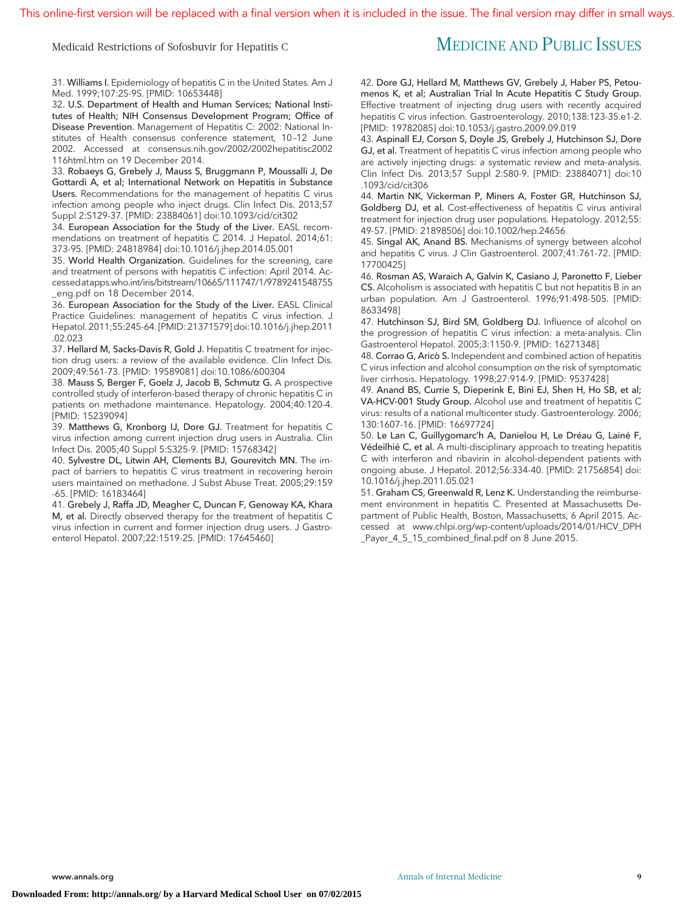31. **Williams I.** Epidemiology of hepatitis C in the United States. Am J Med. 1999;107:2S-9S. [PMID: 10653448]

32. **U.S. Department of Health and Human Services; National Institutes of Health; NIH Consensus Development Program; Office of Disease Prevention.** Management of Hepatitis C: 2002: National Institutes of Health consensus conference statement, 10–12 June 2002. Accessed at consensus.nih.gov/2002/2002hepatitisc2002116html.htm on 19 December 2014.

33. **Robaeys G, Grebely J, Mauss S, Bruggmann P, Moussalli J, De Gottardi A, et al; International Network on Hepatitis in Substance Users.** Recommendations for the management of hepatitis C virus infection among people who inject drugs. Clin Infect Dis. 2013;57 Suppl 2:S129-37. [PMID: 23884061] doi:10.1093/cid/cit302

34. **European Association for the Study of the Liver.** EASL recommendations on treatment of hepatitis C 2014. J Hepatol. 2014;61:373-95. [PMID: 24818984] doi:10.1016/j.jhep.2014.05.001

35. **World Health Organization.** Guidelines for the screening, care and treatment of persons with hepatitis C infection: April 2014. Accessed at apps.who.int/iris/bitstream/10665/111747/1/9789241548755_eng.pdf on 18 December 2014.

36. **European Association for the Study of the Liver.** EASL Clinical Practice Guidelines: management of hepatitis C virus infection. J Hepatol. 2011;55:245-64. [PMID: 21371579] doi:10.1016/j.jhep.2011.02.023

37. **Hellard M, Sacks-Davis R, Gold J.** Hepatitis C treatment for injection drug users: a review of the available evidence. Clin Infect Dis. 2009;49:561-73. [PMID: 19589081] doi:10.1086/600304

38. **Mauss S, Berger F, Goelz J, Jacob B, Schmutz G.** A prospective controlled study of interferon-based therapy of chronic hepatitis C in patients on methadone maintenance. Hepatology. 2004;40:120-4. [PMID: 15239094]

39. **Matthews G, Kronborg IJ, Dore GJ.** Treatment for hepatitis C virus infection among current injection drug users in Australia. Clin Infect Dis. 2005;40 Suppl 5:S325-9. [PMID: 15768342]

40. **Sylvestre DL, Litwin AH, Clements BJ, Gourevitch MN.** The impact of barriers to hepatitis C virus treatment in recovering heroin users maintained on methadone. J Subst Abuse Treat. 2005;29:159-65. [PMID: 16183464]

41. **Grebely J, Raffa JD, Meagher C, Duncan F, Genoway KA, Khara M, et al.** Directly observed therapy for the treatment of hepatitis C virus infection in current and former injection drug users. J Gastroenterol Hepatol. 2007;22:1519-25. [PMID: 17645460]

42. **Dore GJ, Hellard M, Matthews GV, Grebely J, Haber PS, Petoumenos K, et al; Australian Trial In Acute Hepatitis C Study Group.** Effective treatment of injecting drug users with recently acquired hepatitis C virus infection. Gastroenterology. 2010;138:123-35.e1-2. [PMID: 19782085] doi:10.1053/j.gastro.2009.09.019

43. **Aspinall EJ, Corson S, Doyle JS, Grebely J, Hutchinson SJ, Dore GJ, et al.** Treatment of hepatitis C virus infection among people who are actively injecting drugs: a systematic review and meta-analysis. Clin Infect Dis. 2013;57 Suppl 2:S80-9. [PMID: 23884071] doi:10.1093/cid/cit306

44. **Martin NK, Vickerman P, Miners A, Foster GR, Hutchinson SJ, Goldberg DJ, et al.** Cost-effectiveness of hepatitis C virus antiviral treatment for injection drug user populations. Hepatology. 2012;55:49-57. [PMID: 21898506] doi:10.1002/hep.24656

45. **Singal AK, Anand BS.** Mechanisms of synergy between alcohol and hepatitis C virus. J Clin Gastroenterol. 2007;41:761-72. [PMID: 17700425]

46. **Rosman AS, Waraich A, Galvin K, Casiano J, Paronetto F, Lieber CS.** Alcoholism is associated with hepatitis C but not hepatitis B in an urban population. Am J Gastroenterol. 1996;91:498-505. [PMID: 8633498]

47. **Hutchinson SJ, Bird SM, Goldberg DJ.** Influence of alcohol on the progression of hepatitis C virus infection: a meta-analysis. Clin Gastroenterol Hepatol. 2005;3:1150-9. [PMID: 16271348]

48. **Corrao G, Aricò S.** Independent and combined action of hepatitis C virus infection and alcohol consumption on the risk of symptomatic liver cirrhosis. Hepatology. 1998;27:914-9. [PMID: 9537428]

49. **Anand BS, Currie S, Dieperink E, Bini EJ, Shen H, Ho SB, et al; VA-HCV-001 Study Group.** Alcohol use and treatment of hepatitis C virus: results of a national multicenter study. Gastroenterology. 2006;130:1607-16. [PMID: 16697724]

50. **Le Lan C, Guillygomarc'h A, Danielou H, Le Dréau G, Lainé F, Védeilhié C, et al.** A multi-disciplinary approach to treating hepatitis C with interferon and ribavirin in alcohol-dependent patients with ongoing abuse. J Hepatol. 2012;56:334-40. [PMID: 21756854] doi:10.1016/j.jhep.2011.05.021

51. **Graham CS, Greenwald R, Lenz K.** Understanding the reimbursement environment in hepatitis C. Presented at Massachusetts Department of Public Health, Boston, Massachusetts, 6 April 2015. Accessed at www.chlpi.org/wp-content/uploads/2014/01/HCV_DPH_Payer_4_5_15_combined_final.pdf on 8 June 2015.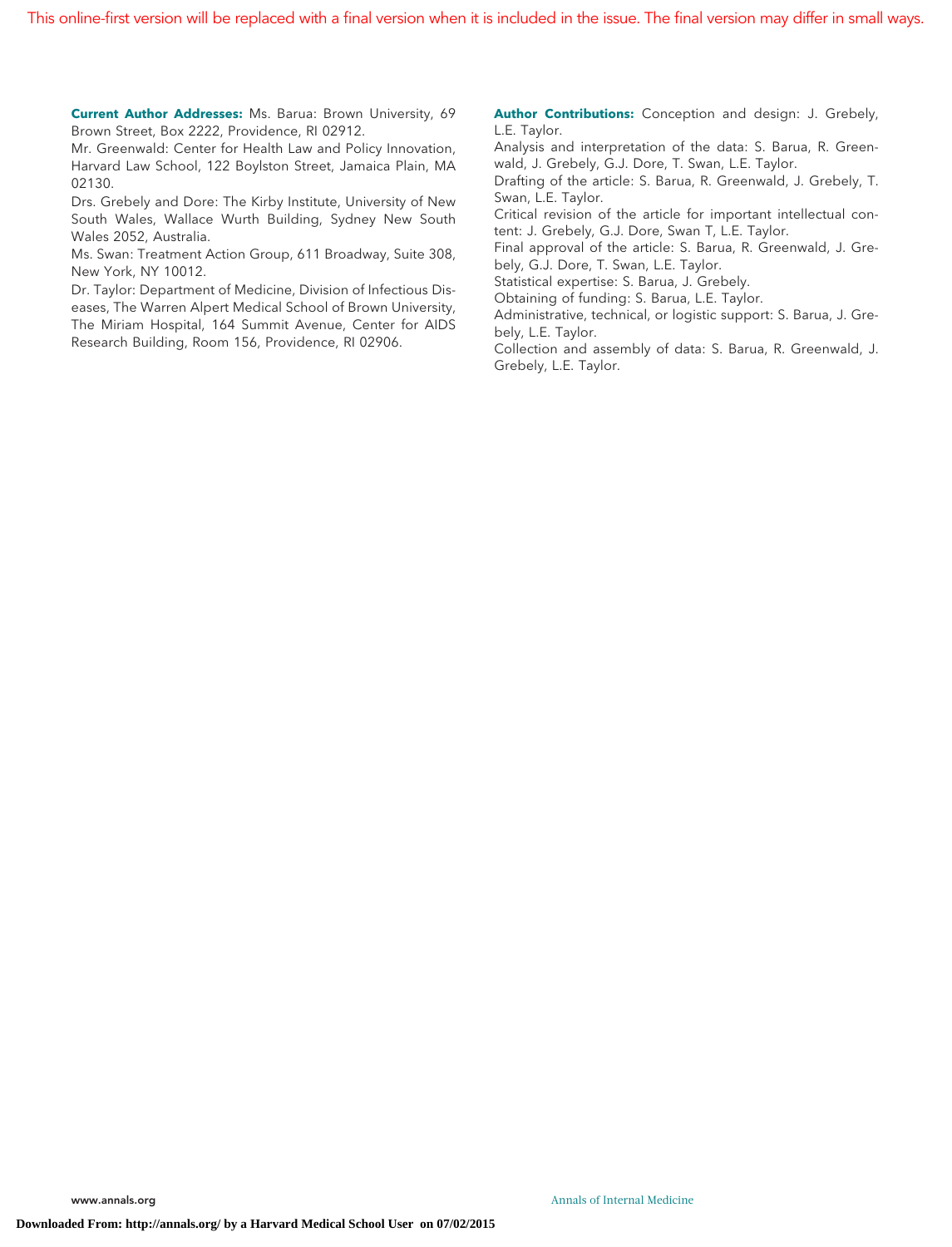**Current Author Addresses:** Ms. Barua: Brown University, 69 Brown Street, Box 2222, Providence, RI 02912.

Mr. Greenwald: Center for Health Law and Policy Innovation, Harvard Law School, 122 Boylston Street, Jamaica Plain, MA 02130.

Drs. Grebely and Dore: The Kirby Institute, University of New South Wales, Wallace Wurth Building, Sydney New South Wales 2052, Australia.

Ms. Swan: Treatment Action Group, 611 Broadway, Suite 308, New York, NY 10012.

Dr. Taylor: Department of Medicine, Division of Infectious Diseases, The Warren Alpert Medical School of Brown University, The Miriam Hospital, 164 Summit Avenue, Center for AIDS Research Building, Room 156, Providence, RI 02906.

**Author Contributions:** Conception and design: J. Grebely, L.E. Taylor.

Analysis and interpretation of the data: S. Barua, R. Greenwald, J. Grebely, G.J. Dore, T. Swan, L.E. Taylor.

Drafting of the article: S. Barua, R. Greenwald, J. Grebely, T. Swan, L.E. Taylor.

Critical revision of the article for important intellectual content: J. Grebely, G.J. Dore, Swan T, L.E. Taylor.

Final approval of the article: S. Barua, R. Greenwald, J. Grebely, G.J. Dore, T. Swan, L.E. Taylor.

Statistical expertise: S. Barua, J. Grebely.

Obtaining of funding: S. Barua, L.E. Taylor.

Administrative, technical, or logistic support: S. Barua, J. Grebely, L.E. Taylor.

Collection and assembly of data: S. Barua, R. Greenwald, J. Grebely, L.E. Taylor.